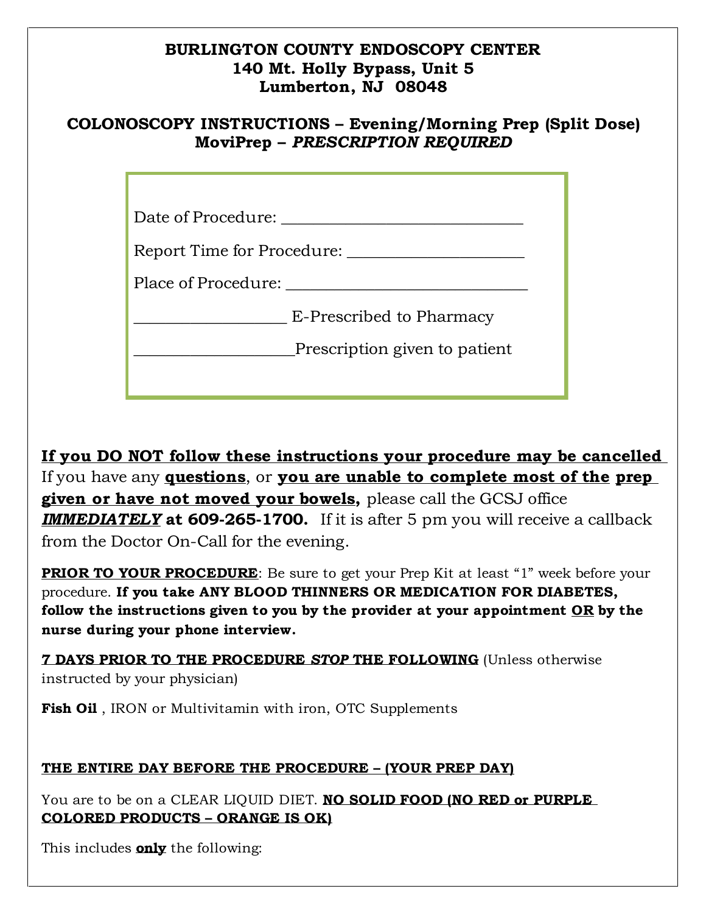**BURLINGTON COUNTY ENDOSCOPY CENTER**
**140 Mt. Holly Bypass, Unit 5**
**Lumberton, NJ 08048**

**COLONOSCOPY INSTRUCTIONS – Evening/Morning Prep (Split Dose)**
**MoviPrep – *PRESCRIPTION REQUIRED***

Date of Procedure: ______________________________

Report Time for Procedure: ______________________

Place of Procedure: ______________________________

___________________ E-Prescribed to Pharmacy

____________________Prescription given to patient

**If you DO NOT follow these instructions your procedure may be cancelled**
If you have any **questions**, or **you are unable to complete most of the prep given or have not moved your bowels,** please call the GCSJ office ***IMMEDIATELY*** **at 609-265-1700.** If it is after 5 pm you will receive a callback from the Doctor On-Call for the evening.

**PRIOR TO YOUR PROCEDURE**: Be sure to get your Prep Kit at least "1" week before your procedure. **If you take ANY BLOOD THINNERS OR MEDICATION FOR DIABETES, follow the instructions given to you by the provider at your appointment OR by the nurse during your phone interview.**

**7 DAYS PRIOR TO THE PROCEDURE *STOP* THE FOLLOWING** (Unless otherwise instructed by your physician)

**Fish Oil** , IRON or Multivitamin with iron, OTC Supplements

**THE ENTIRE DAY BEFORE THE PROCEDURE – (YOUR PREP DAY)**

You are to be on a CLEAR LIQUID DIET. **NO SOLID FOOD (NO RED or PURPLE COLORED PRODUCTS – ORANGE IS OK)**

This includes **only** the following: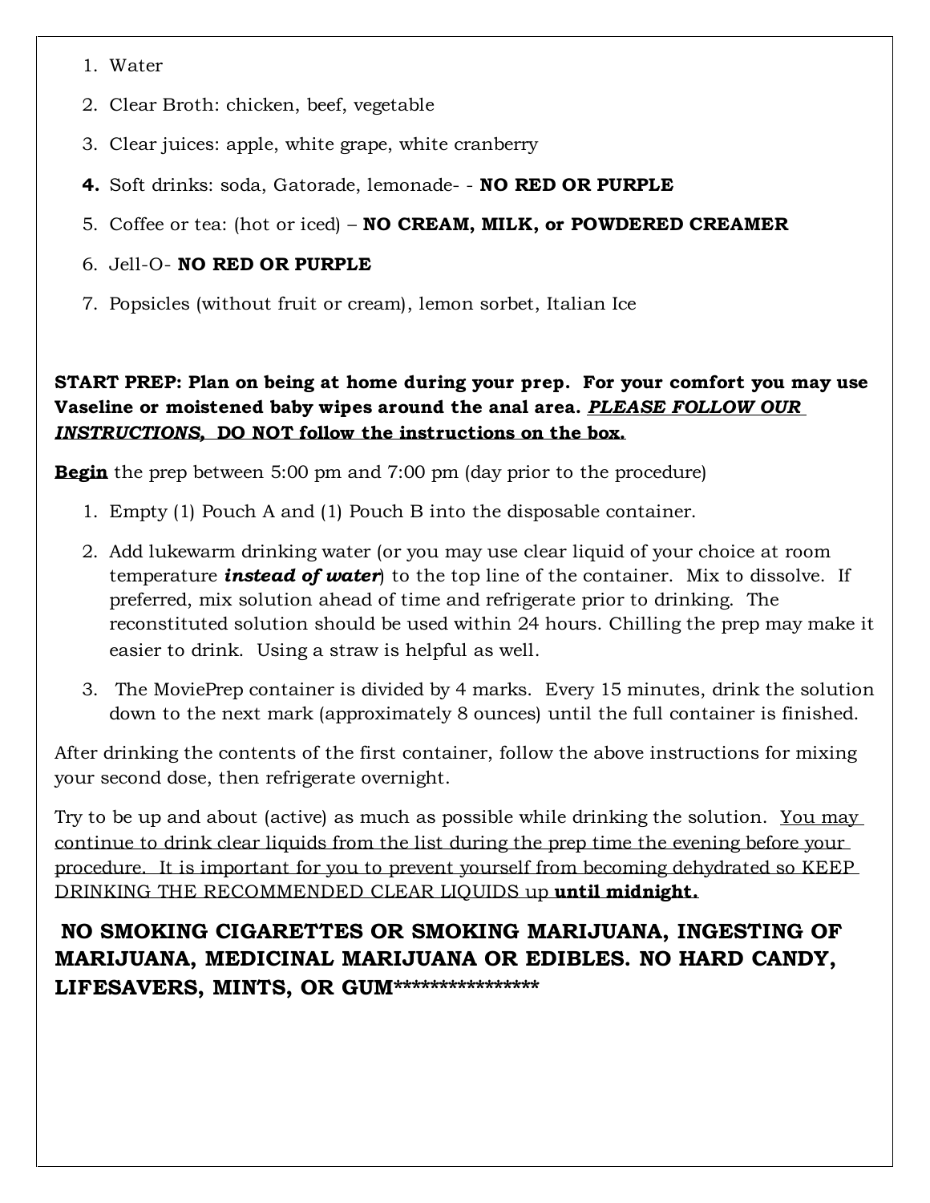1. Water
2. Clear Broth: chicken, beef, vegetable
3. Clear juices: apple, white grape, white cranberry
4. Soft drinks: soda, Gatorade, lemonade- - **NO RED OR PURPLE**
5. Coffee or tea: (hot or iced) – **NO CREAM, MILK, or POWDERED CREAMER**
6. Jell-O- **NO RED OR PURPLE**
7. Popsicles (without fruit or cream), lemon sorbet, Italian Ice

**START PREP: Plan on being at home during your prep. For your comfort you may use Vaseline or moistened baby wipes around the anal area. *PLEASE FOLLOW OUR INSTRUCTIONS,* DO NOT follow the instructions on the box.**

**Begin** the prep between 5:00 pm and 7:00 pm (day prior to the procedure)

1. Empty (1) Pouch A and (1) Pouch B into the disposable container.
2. Add lukewarm drinking water (or you may use clear liquid of your choice at room temperature ***instead of water***) to the top line of the container. Mix to dissolve. If preferred, mix solution ahead of time and refrigerate prior to drinking. The reconstituted solution should be used within 24 hours. Chilling the prep may make it easier to drink. Using a straw is helpful as well.
3. The MoviePrep container is divided by 4 marks. Every 15 minutes, drink the solution down to the next mark (approximately 8 ounces) until the full container is finished.

After drinking the contents of the first container, follow the above instructions for mixing your second dose, then refrigerate overnight.

Try to be up and about (active) as much as possible while drinking the solution. You may continue to drink clear liquids from the list during the prep time the evening before your procedure. It is important for you to prevent yourself from becoming dehydrated so KEEP DRINKING THE RECOMMENDED CLEAR LIQUIDS up **until midnight.**

**NO SMOKING CIGARETTES OR SMOKING MARIJUANA, INGESTING OF MARIJUANA, MEDICINAL MARIJUANA OR EDIBLES. NO HARD CANDY, LIFESAVERS, MINTS, OR GUM****************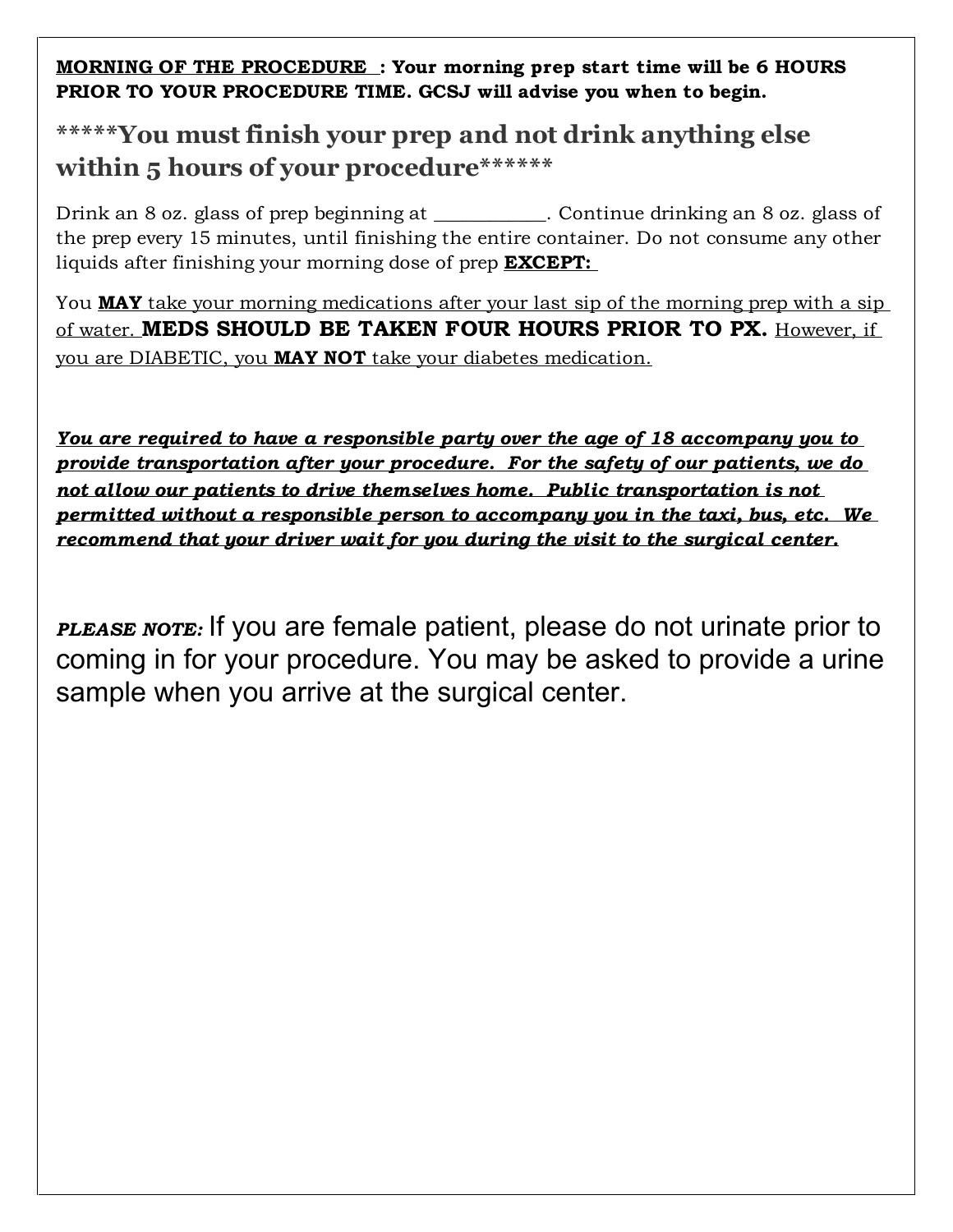**MORNING OF THE PROCEDURE : Your morning prep start time will be 6 HOURS PRIOR TO YOUR PROCEDURE TIME. GCSJ will advise you when to begin.**

## *****You must finish your prep and not drink anything else within 5 hours of your procedure******

Drink an 8 oz. glass of prep beginning at ___________. Continue drinking an 8 oz. glass of the prep every 15 minutes, until finishing the entire container. Do not consume any other liquids after finishing your morning dose of prep **EXCEPT:**

You **MAY** take your morning medications after your last sip of the morning prep with a sip of water. **MEDS SHOULD BE TAKEN FOUR HOURS PRIOR TO PX.** However, if you are DIABETIC, you **MAY NOT** take your diabetes medication.

***You are required to have a responsible party over the age of 18 accompany you to provide transportation after your procedure. For the safety of our patients, we do not allow our patients to drive themselves home. Public transportation is not permitted without a responsible person to accompany you in the taxi, bus, etc. We recommend that your driver wait for you during the visit to the surgical center.***

***PLEASE NOTE:*** If you are female patient, please do not urinate prior to coming in for your procedure. You may be asked to provide a urine sample when you arrive at the surgical center.